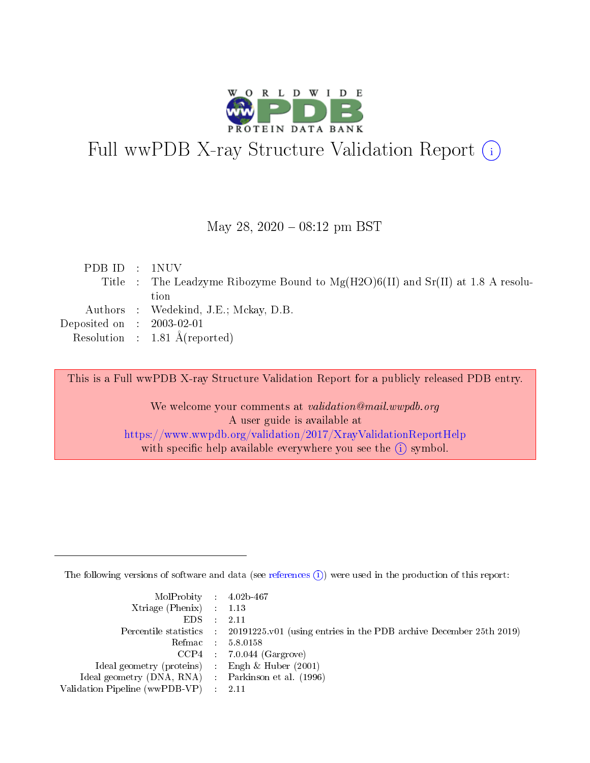# Full wwPDB X-ray Structure Validation Report (i)

May 28, 2020 – 08:12 pm BST

| | | |
|---|---|---|
| PDB ID | : | 1NUV |
| Title | : | The Leadzyme Ribozyme Bound to Mg(H2O)6(II) and Sr(II) at 1.8 A resolution |
| Authors | : | Wedekind, J.E.; Mckay, D.B. |
| Deposited on | : | 2003-02-01 |
| Resolution | : | 1.81 Å(reported) |

This is a Full wwPDB X-ray Structure Validation Report for a publicly released PDB entry.

We welcome your comments at *validation@mail.wwpdb.org*
A user guide is available at
https://www.wwpdb.org/validation/2017/XrayValidationReportHelp
with specific help available everywhere you see the (i) symbol.

---

The following versions of software and data (see references (i)) were used in the production of this report:

| | | |
|---|---|---|
| MolProbity | : | 4.02b-467 |
| Xtriage (Phenix) | : | 1.13 |
| EDS | : | 2.11 |
| Percentile statistics | : | 20191225.v01 (using entries in the PDB archive December 25th 2019) |
| Refmac | : | 5.8.0158 |
| CCP4 | : | 7.0.044 (Gargrove) |
| Ideal geometry (proteins) | : | Engh & Huber (2001) |
| Ideal geometry (DNA, RNA) | : | Parkinson et al. (1996) |
| Validation Pipeline (wwPDB-VP) | : | 2.11 |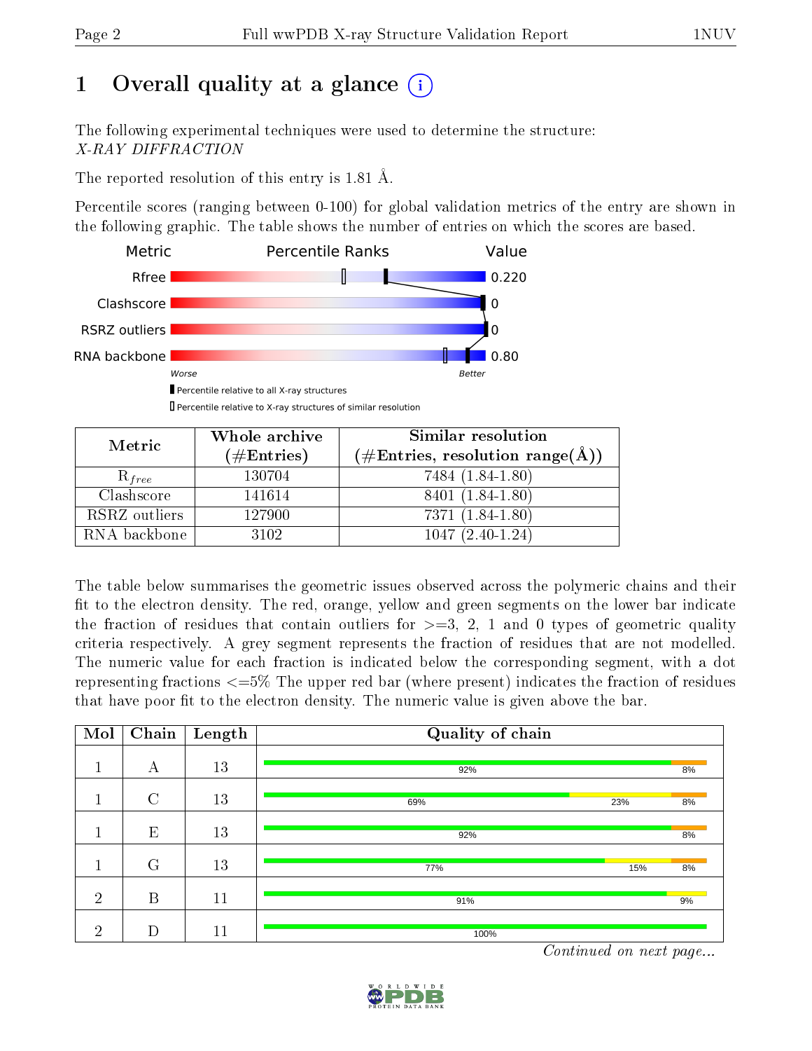# 1 Overall quality at a glance (i)

The following experimental techniques were used to determine the structure:
*X-RAY DIFFRACTION*

The reported resolution of this entry is 1.81 Å.

Percentile scores (ranging between 0-100) for global validation metrics of the entry are shown in the following graphic. The table shows the number of entries on which the scores are based.

| Metric | Value |
|---|---|
| Rfree | 0.220 |
| Clashscore | 0 |
| RSRZ outliers | 0 |
| RNA backbone | 0.80 |

Worse — Better

▮ Percentile relative to all X-ray structures
▯ Percentile relative to X-ray structures of similar resolution

| Metric | Whole archive (#Entries) | Similar resolution (#Entries, resolution range(Å)) |
|---|---|---|
| $R_{free}$ | 130704 | 7484 (1.84-1.80) |
| Clashscore | 141614 | 8401 (1.84-1.80) |
| RSRZ outliers | 127900 | 7371 (1.84-1.80) |
| RNA backbone | 3102 | 1047 (2.40-1.24) |

The table below summarises the geometric issues observed across the polymeric chains and their fit to the electron density. The red, orange, yellow and green segments on the lower bar indicate the fraction of residues that contain outliers for >=3, 2, 1 and 0 types of geometric quality criteria respectively. A grey segment represents the fraction of residues that are not modelled. The numeric value for each fraction is indicated below the corresponding segment, with a dot representing fractions <=5% The upper red bar (where present) indicates the fraction of residues that have poor fit to the electron density. The numeric value is given above the bar.

| Mol | Chain | Length | Quality of chain |
|---|---|---|---|
| 1 | A | 13 | 92% green, 8% orange |
| 1 | C | 13 | 69% green, 23% yellow, 8% orange |
| 1 | E | 13 | 92% green, 8% orange |
| 1 | G | 13 | 77% green, 15% yellow, 8% orange |
| 2 | B | 11 | 91% green, 9% yellow |
| 2 | D | 11 | 100% green |

*Continued on next page...*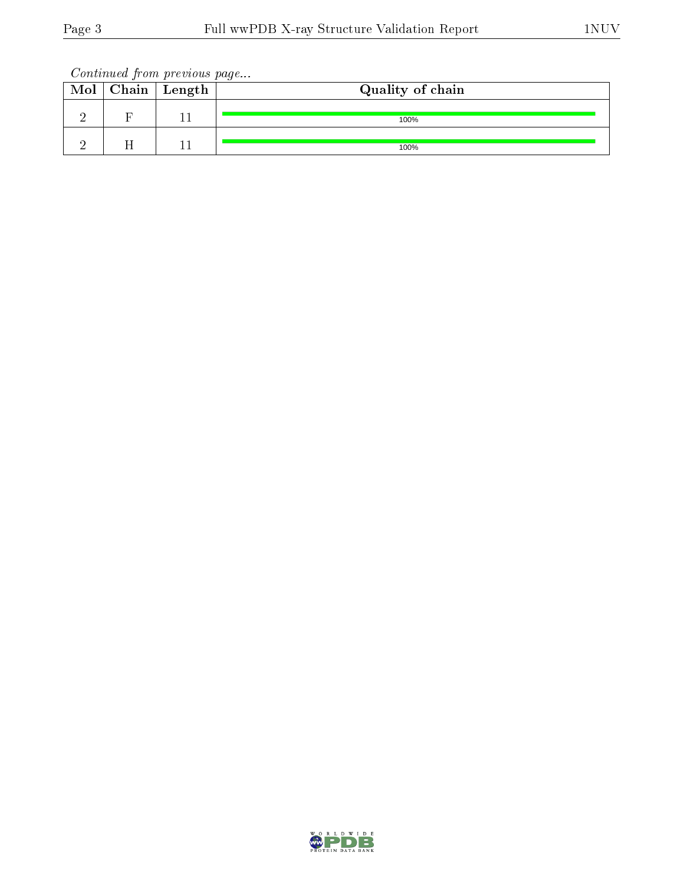*Continued from previous page...*

| Mol | Chain | Length | Quality of chain |
|---|---|---|---|
| 2 | F | 11 | 100% |
| 2 | H | 11 | 100% |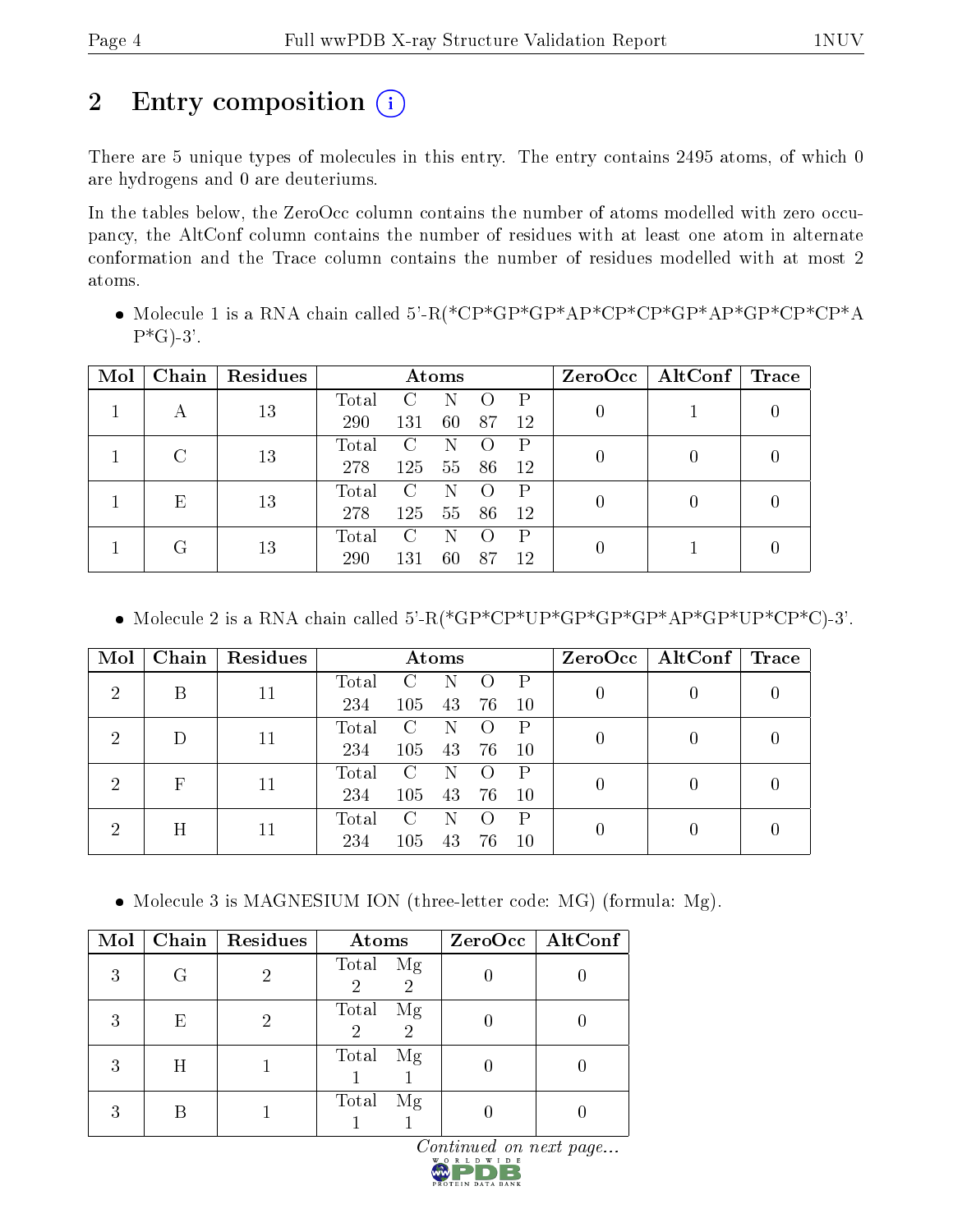## 2 Entry composition

There are 5 unique types of molecules in this entry. The entry contains 2495 atoms, of which 0 are hydrogens and 0 are deuteriums.

In the tables below, the ZeroOcc column contains the number of atoms modelled with zero occupancy, the AltConf column contains the number of residues with at least one atom in alternate conformation and the Trace column contains the number of residues modelled with at most 2 atoms.

- Molecule 1 is a RNA chain called 5'-R(*CP*GP*GP*AP*CP*CP*GP*AP*GP*CP*CP*AP*G)-3'.

| Mol | Chain | Residues | Atoms | | | | | ZeroOcc | AltConf | Trace |
|---|---|---|---|---|---|---|---|---|---|---|
| 1 | A | 13 | Total 290 | C 131 | N 60 | O 87 | P 12 | 0 | 1 | 0 |
| 1 | C | 13 | Total 278 | C 125 | N 55 | O 86 | P 12 | 0 | 0 | 0 |
| 1 | E | 13 | Total 278 | C 125 | N 55 | O 86 | P 12 | 0 | 0 | 0 |
| 1 | G | 13 | Total 290 | C 131 | N 60 | O 87 | P 12 | 0 | 1 | 0 |

- Molecule 2 is a RNA chain called 5'-R(*GP*CP*UP*GP*GP*GP*AP*GP*UP*CP*C)-3'.

| Mol | Chain | Residues | Atoms | | | | | ZeroOcc | AltConf | Trace |
|---|---|---|---|---|---|---|---|---|---|---|
| 2 | B | 11 | Total 234 | C 105 | N 43 | O 76 | P 10 | 0 | 0 | 0 |
| 2 | D | 11 | Total 234 | C 105 | N 43 | O 76 | P 10 | 0 | 0 | 0 |
| 2 | F | 11 | Total 234 | C 105 | N 43 | O 76 | P 10 | 0 | 0 | 0 |
| 2 | H | 11 | Total 234 | C 105 | N 43 | O 76 | P 10 | 0 | 0 | 0 |

- Molecule 3 is MAGNESIUM ION (three-letter code: MG) (formula: Mg).

| Mol | Chain | Residues | Atoms | | ZeroOcc | AltConf |
|---|---|---|---|---|---|---|
| 3 | G | 2 | Total 2 | Mg 2 | 0 | 0 |
| 3 | E | 2 | Total 2 | Mg 2 | 0 | 0 |
| 3 | H | 1 | Total 1 | Mg 1 | 0 | 0 |
| 3 | B | 1 | Total 1 | Mg 1 | 0 | 0 |

*Continued on next page...*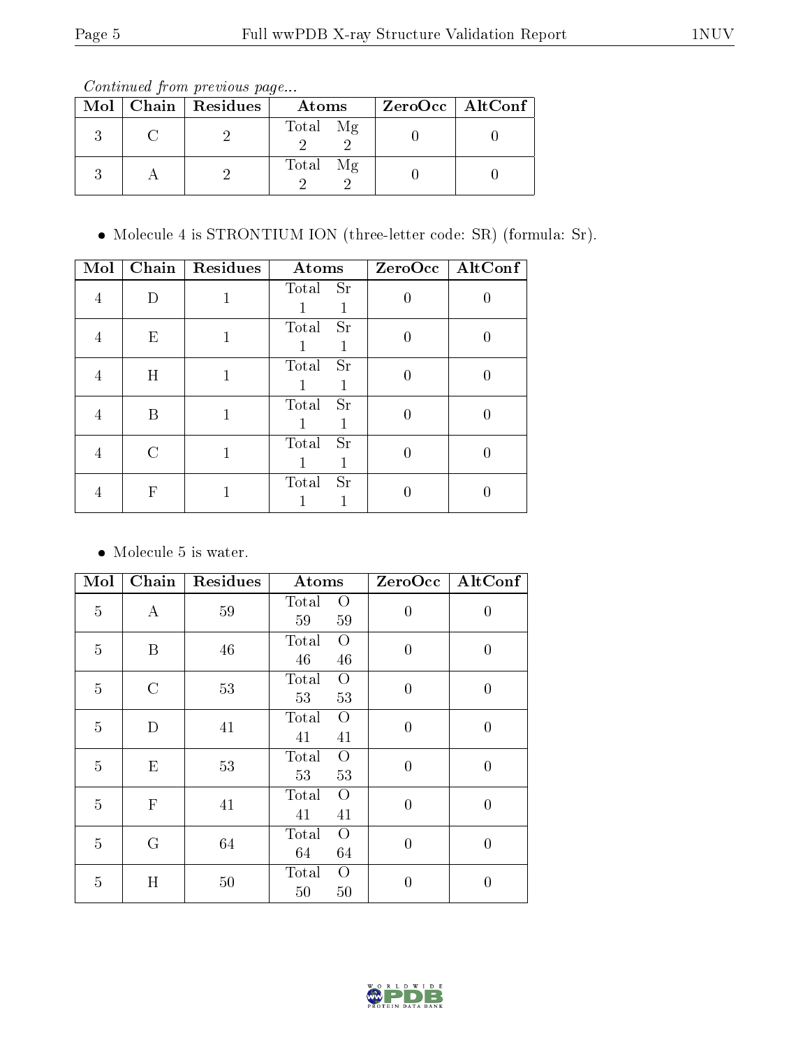*Continued from previous page...*

| Mol | Chain | Residues | Atoms | | ZeroOcc | AltConf |
|---|---|---|---|---|---|---|
| 3 | C | 2 | Total 2 | Mg 2 | 0 | 0 |
| 3 | A | 2 | Total 2 | Mg 2 | 0 | 0 |

- Molecule 4 is STRONTIUM ION (three-letter code: SR) (formula: Sr).

| Mol | Chain | Residues | Atoms | | ZeroOcc | AltConf |
|---|---|---|---|---|---|---|
| 4 | D | 1 | Total 1 | Sr 1 | 0 | 0 |
| 4 | E | 1 | Total 1 | Sr 1 | 0 | 0 |
| 4 | H | 1 | Total 1 | Sr 1 | 0 | 0 |
| 4 | B | 1 | Total 1 | Sr 1 | 0 | 0 |
| 4 | C | 1 | Total 1 | Sr 1 | 0 | 0 |
| 4 | F | 1 | Total 1 | Sr 1 | 0 | 0 |

- Molecule 5 is water.

| Mol | Chain | Residues | Atoms | | ZeroOcc | AltConf |
|---|---|---|---|---|---|---|
| 5 | A | 59 | Total 59 | O 59 | 0 | 0 |
| 5 | B | 46 | Total 46 | O 46 | 0 | 0 |
| 5 | C | 53 | Total 53 | O 53 | 0 | 0 |
| 5 | D | 41 | Total 41 | O 41 | 0 | 0 |
| 5 | E | 53 | Total 53 | O 53 | 0 | 0 |
| 5 | F | 41 | Total 41 | O 41 | 0 | 0 |
| 5 | G | 64 | Total 64 | O 64 | 0 | 0 |
| 5 | H | 50 | Total 50 | O 50 | 0 | 0 |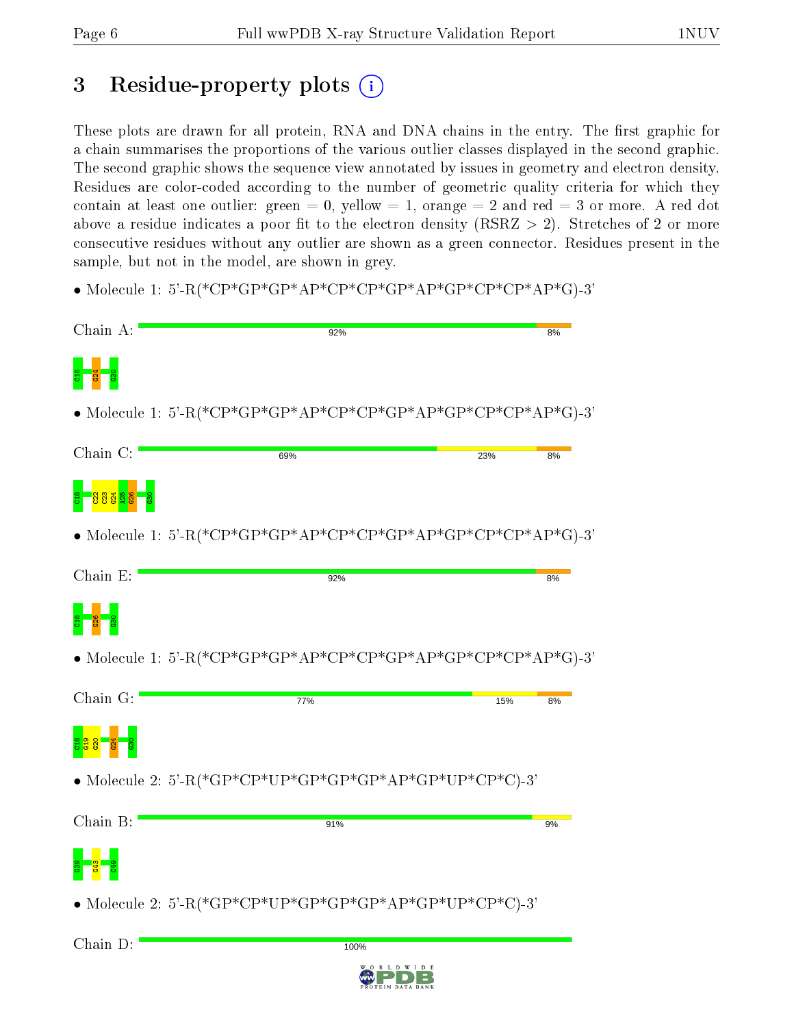# 3 Residue-property plots

These plots are drawn for all protein, RNA and DNA chains in the entry. The first graphic for a chain summarises the proportions of the various outlier classes displayed in the second graphic. The second graphic shows the sequence view annotated by issues in geometry and electron density. Residues are color-coded according to the number of geometric quality criteria for which they contain at least one outlier: green = 0, yellow = 1, orange = 2 and red = 3 or more. A red dot above a residue indicates a poor fit to the electron density (RSRZ > 2). Stretches of 2 or more consecutive residues without any outlier are shown as a green connector. Residues present in the sample, but not in the model, are shown in grey.

- Molecule 1: 5'-R(*CP*GP*GP*AP*CP*CP*GP*AP*GP*CP*CP*AP*G)-3'

Chain A: 92% 8%

C18 G24 G30

- Molecule 1: 5'-R(*CP*GP*GP*AP*CP*CP*GP*AP*GP*CP*CP*AP*G)-3'

Chain C: 69% 23% 8%

C18 C22 C23 G24 A25 G26 G30

- Molecule 1: 5'-R(*CP*GP*GP*AP*CP*CP*GP*AP*GP*CP*CP*AP*G)-3'

Chain E: 92% 8%

C18 G26 G30

- Molecule 1: 5'-R(*CP*GP*GP*AP*CP*CP*GP*AP*GP*CP*CP*AP*G)-3'

Chain G: 77% 15% 8%

C18 G19 G20 G24 G30

- Molecule 2: 5'-R(*GP*CP*UP*GP*GP*GP*AP*GP*UP*CP*C)-3'

Chain B: 91% 9%

G39 G43 C49

- Molecule 2: 5'-R(*GP*CP*UP*GP*GP*GP*AP*GP*UP*CP*C)-3'

Chain D: 100%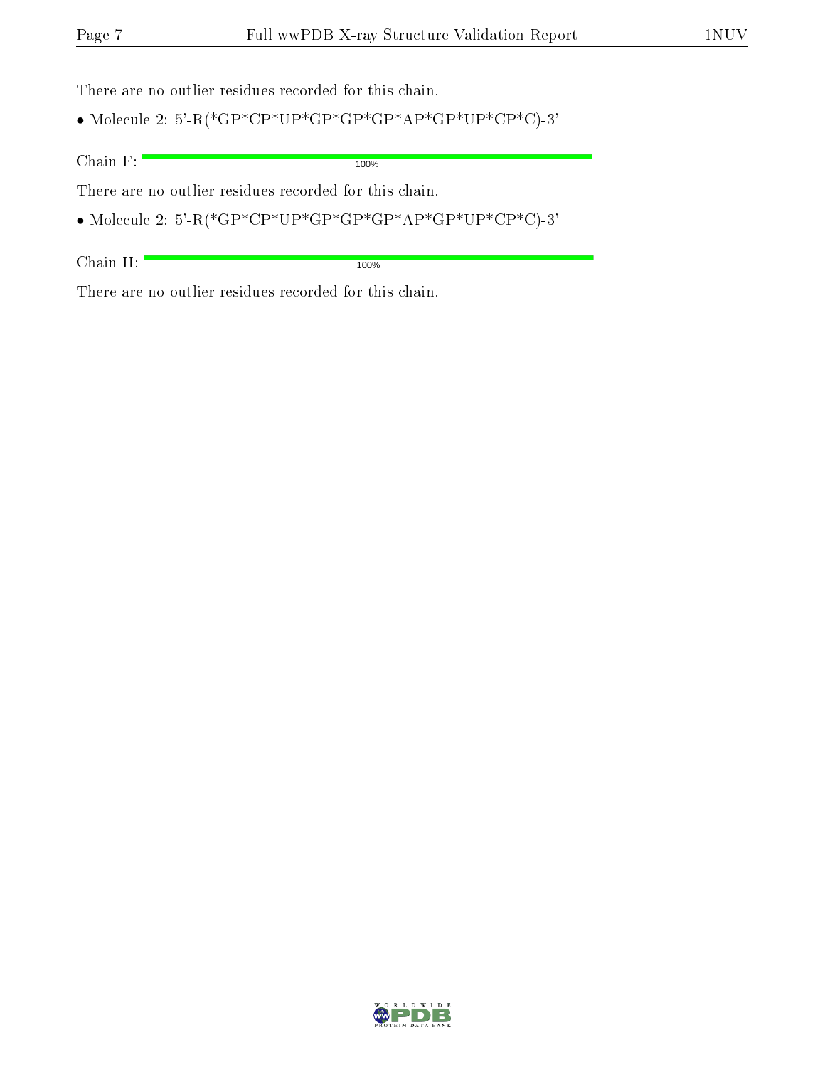There are no outlier residues recorded for this chain.

- Molecule 2: 5'-R(*GP*CP*UP*GP*GP*GP*AP*GP*UP*CP*C)-3'

Chain F: 100%

There are no outlier residues recorded for this chain.

- Molecule 2: 5'-R(*GP*CP*UP*GP*GP*GP*AP*GP*UP*CP*C)-3'

Chain H: 100%

There are no outlier residues recorded for this chain.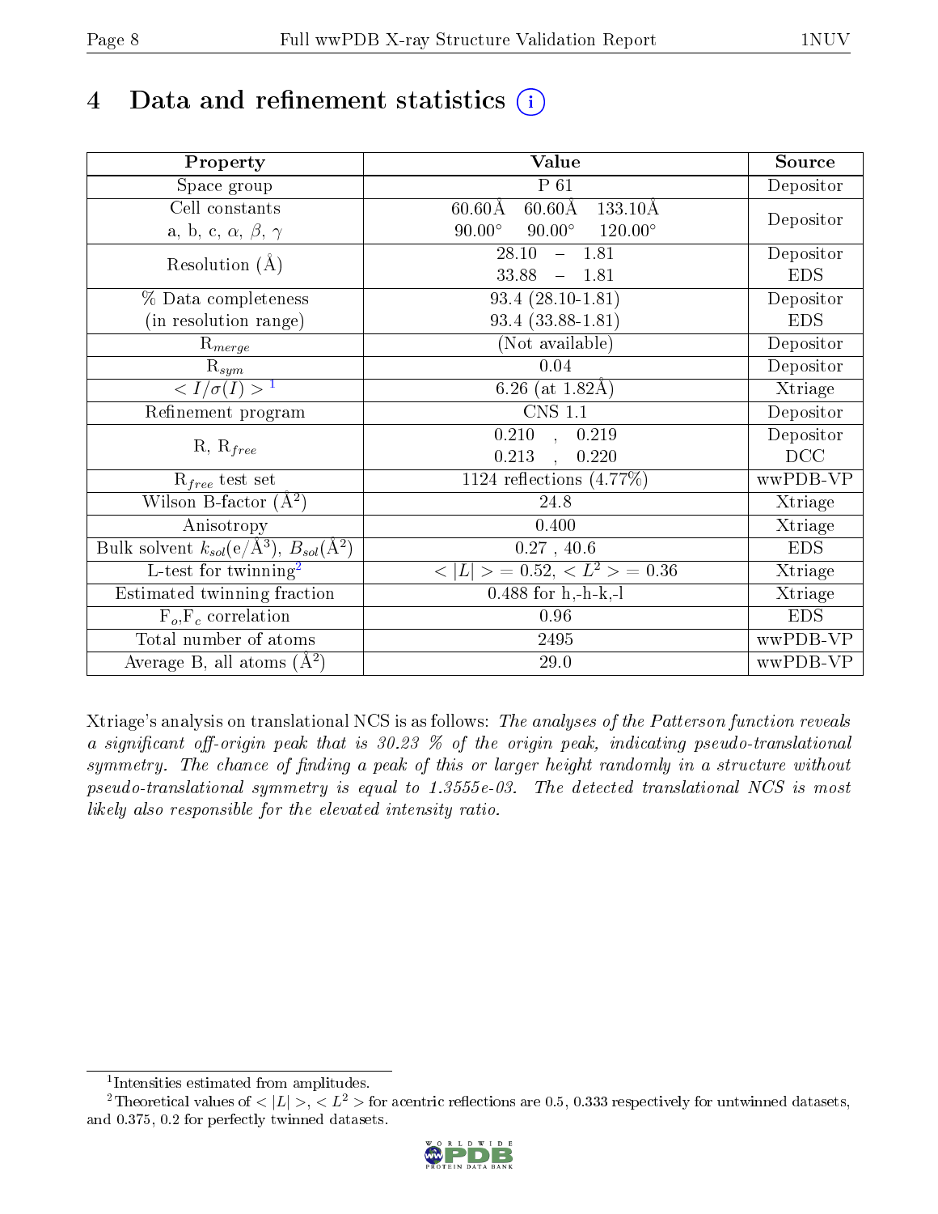# 4 Data and refinement statistics (i)

| Property | Value | Source |
|---|---|---|
| Space group | P 61 | Depositor |
| Cell constants<br>a, b, c, $\alpha$, $\beta$, $\gamma$ | 60.60Å 60.60Å 133.10Å<br>90.00° 90.00° 120.00° | Depositor |
| Resolution (Å) | 28.10 – 1.81<br>33.88 – 1.81 | Depositor<br>EDS |
| % Data completeness<br>(in resolution range) | 93.4 (28.10-1.81)<br>93.4 (33.88-1.81) | Depositor<br>EDS |
| $R_{merge}$ | (Not available) | Depositor |
| $R_{sym}$ | 0.04 | Depositor |
| $< I/\sigma(I) >$ [1] | 6.26 (at 1.82Å) | Xtriage |
| Refinement program | CNS 1.1 | Depositor |
| R, $R_{free}$ | 0.210 , 0.219<br>0.213 , 0.220 | Depositor<br>DCC |
| $R_{free}$ test set | 1124 reflections (4.77%) | wwPDB-VP |
| Wilson B-factor (Å$^2$) | 24.8 | Xtriage |
| Anisotropy | 0.400 | Xtriage |
| Bulk solvent $k_{sol}$(e/Å$^3$), $B_{sol}$(Å$^2$) | 0.27 , 40.6 | EDS |
| L-test for twinning[2] | $< \|L\| > = 0.52$, $< L^2 > = 0.36$ | Xtriage |
| Estimated twinning fraction | 0.488 for h,-h-k,-l | Xtriage |
| $F_o$,$F_c$ correlation | 0.96 | EDS |
| Total number of atoms | 2495 | wwPDB-VP |
| Average B, all atoms (Å$^2$) | 29.0 | wwPDB-VP |

Xtriage's analysis on translational NCS is as follows: *The analyses of the Patterson function reveals a significant off-origin peak that is 30.23 % of the origin peak, indicating pseudo-translational symmetry. The chance of finding a peak of this or larger height randomly in a structure without pseudo-translational symmetry is equal to 1.3555e-03. The detected translational NCS is most likely also responsible for the elevated intensity ratio.*

[1] Intensities estimated from amplitudes.

[2] Theoretical values of $< |L| >$, $< L^2 >$ for acentric reflections are 0.5, 0.333 respectively for untwinned datasets, and 0.375, 0.2 for perfectly twinned datasets.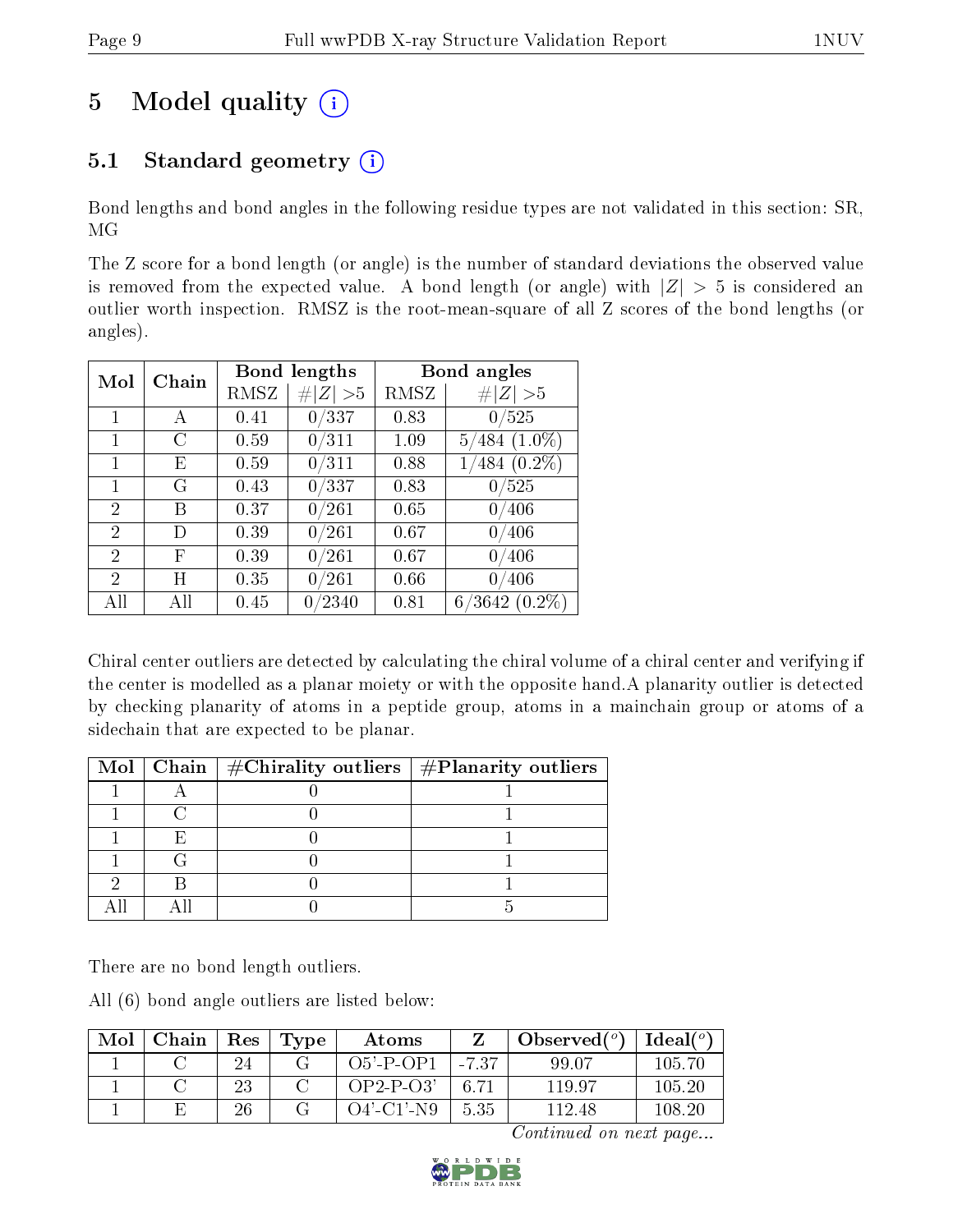# 5 Model quality

## 5.1 Standard geometry

Bond lengths and bond angles in the following residue types are not validated in this section: SR, MG

The Z score for a bond length (or angle) is the number of standard deviations the observed value is removed from the expected value. A bond length (or angle) with $|Z| > 5$ is considered an outlier worth inspection. RMSZ is the root-mean-square of all Z scores of the bond lengths (or angles).

| Mol | Chain | Bond lengths | | Bond angles | |
|---|---|---|---|---|---|
| | | RMSZ | #\|Z\| >5 | RMSZ | #\|Z\| >5 |
| 1 | A | 0.41 | 0/337 | 0.83 | 0/525 |
| 1 | C | 0.59 | 0/311 | 1.09 | 5/484 (1.0%) |
| 1 | E | 0.59 | 0/311 | 0.88 | 1/484 (0.2%) |
| 1 | G | 0.43 | 0/337 | 0.83 | 0/525 |
| 2 | B | 0.37 | 0/261 | 0.65 | 0/406 |
| 2 | D | 0.39 | 0/261 | 0.67 | 0/406 |
| 2 | F | 0.39 | 0/261 | 0.67 | 0/406 |
| 2 | H | 0.35 | 0/261 | 0.66 | 0/406 |
| All | All | 0.45 | 0/2340 | 0.81 | 6/3642 (0.2%) |

Chiral center outliers are detected by calculating the chiral volume of a chiral center and verifying if the center is modelled as a planar moiety or with the opposite hand.A planarity outlier is detected by checking planarity of atoms in a peptide group, atoms in a mainchain group or atoms of a sidechain that are expected to be planar.

| Mol | Chain | #Chirality outliers | #Planarity outliers |
|---|---|---|---|
| 1 | A | 0 | 1 |
| 1 | C | 0 | 1 |
| 1 | E | 0 | 1 |
| 1 | G | 0 | 1 |
| 2 | B | 0 | 1 |
| All | All | 0 | 5 |

There are no bond length outliers.

All (6) bond angle outliers are listed below:

| Mol | Chain | Res | Type | Atoms | Z | Observed(°) | Ideal(°) |
|---|---|---|---|---|---|---|---|
| 1 | C | 24 | G | O5'-P-OP1 | -7.37 | 99.07 | 105.70 |
| 1 | C | 23 | C | OP2-P-O3' | 6.71 | 119.97 | 105.20 |
| 1 | E | 26 | G | O4'-C1'-N9 | 5.35 | 112.48 | 108.20 |

*Continued on next page...*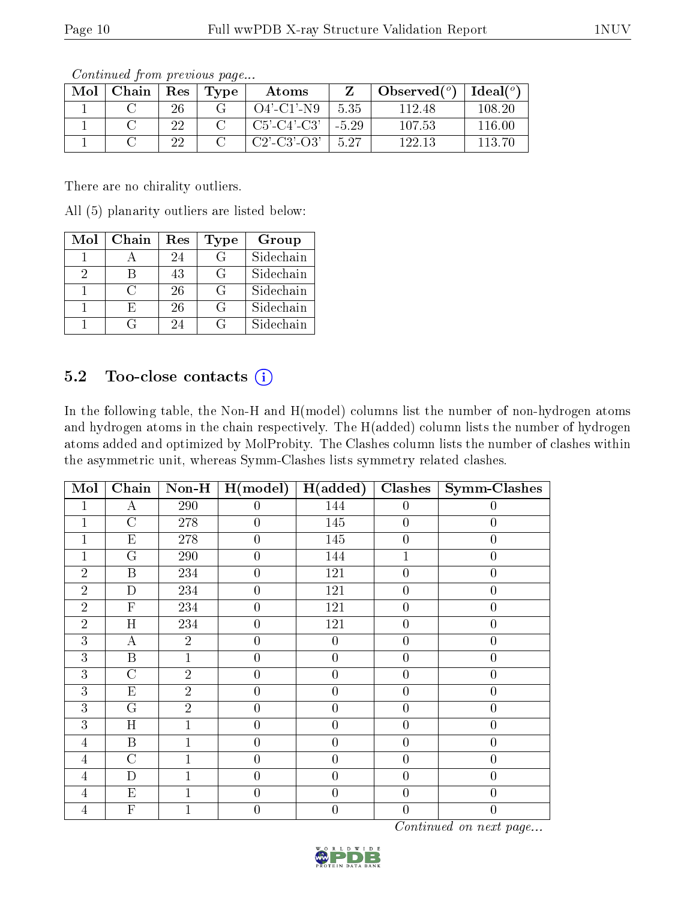*Continued from previous page...*

| Mol | Chain | Res | Type | Atoms | Z | Observed(°) | Ideal(°) |
|---|---|---|---|---|---|---|---|
| 1 | C | 26 | G | O4'-C1'-N9 | 5.35 | 112.48 | 108.20 |
| 1 | C | 22 | C | C5'-C4'-C3' | -5.29 | 107.53 | 116.00 |
| 1 | C | 22 | C | C2'-C3'-O3' | 5.27 | 122.13 | 113.70 |

There are no chirality outliers.

All (5) planarity outliers are listed below:

| Mol | Chain | Res | Type | Group |
|---|---|---|---|---|
| 1 | A | 24 | G | Sidechain |
| 2 | B | 43 | G | Sidechain |
| 1 | C | 26 | G | Sidechain |
| 1 | E | 26 | G | Sidechain |
| 1 | G | 24 | G | Sidechain |

## 5.2 Too-close contacts (i)

In the following table, the Non-H and H(model) columns list the number of non-hydrogen atoms and hydrogen atoms in the chain respectively. The H(added) column lists the number of hydrogen atoms added and optimized by MolProbity. The Clashes column lists the number of clashes within the asymmetric unit, whereas Symm-Clashes lists symmetry related clashes.

| Mol | Chain | Non-H | H(model) | H(added) | Clashes | Symm-Clashes |
|---|---|---|---|---|---|---|
| 1 | A | 290 | 0 | 144 | 0 | 0 |
| 1 | C | 278 | 0 | 145 | 0 | 0 |
| 1 | E | 278 | 0 | 145 | 0 | 0 |
| 1 | G | 290 | 0 | 144 | 1 | 0 |
| 2 | B | 234 | 0 | 121 | 0 | 0 |
| 2 | D | 234 | 0 | 121 | 0 | 0 |
| 2 | F | 234 | 0 | 121 | 0 | 0 |
| 2 | H | 234 | 0 | 121 | 0 | 0 |
| 3 | A | 2 | 0 | 0 | 0 | 0 |
| 3 | B | 1 | 0 | 0 | 0 | 0 |
| 3 | C | 2 | 0 | 0 | 0 | 0 |
| 3 | E | 2 | 0 | 0 | 0 | 0 |
| 3 | G | 2 | 0 | 0 | 0 | 0 |
| 3 | H | 1 | 0 | 0 | 0 | 0 |
| 4 | B | 1 | 0 | 0 | 0 | 0 |
| 4 | C | 1 | 0 | 0 | 0 | 0 |
| 4 | D | 1 | 0 | 0 | 0 | 0 |
| 4 | E | 1 | 0 | 0 | 0 | 0 |
| 4 | F | 1 | 0 | 0 | 0 | 0 |

*Continued on next page...*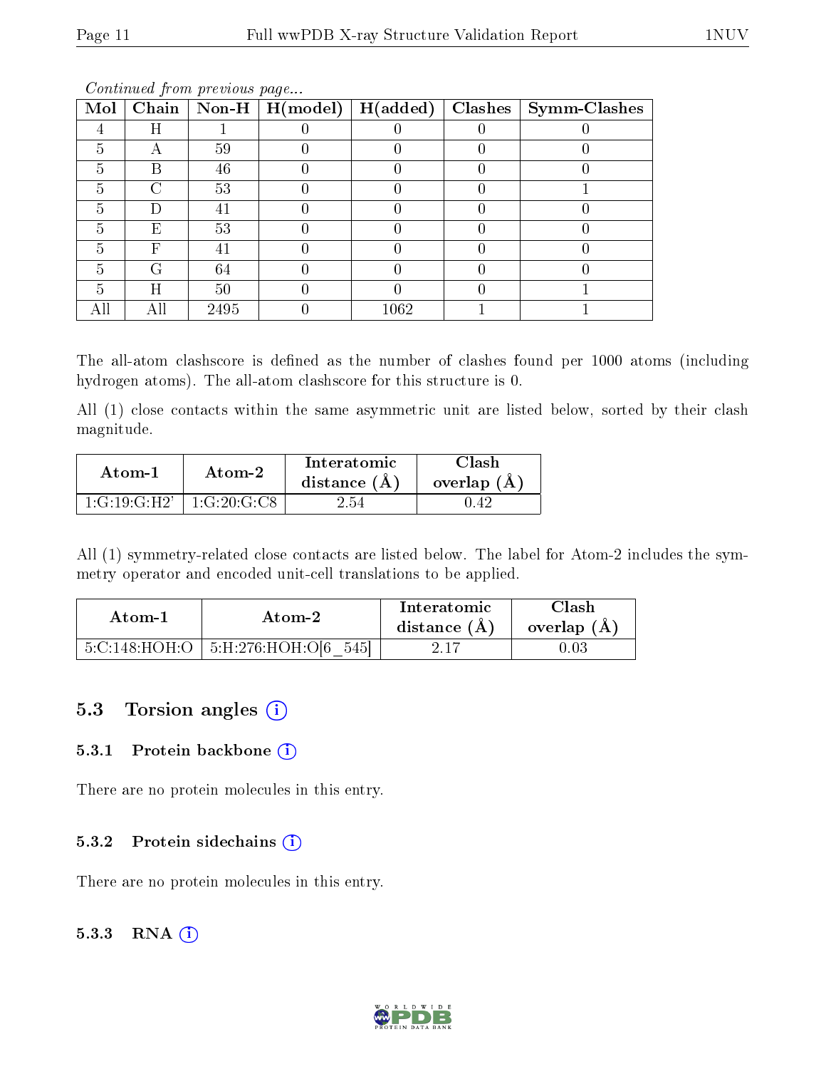*Continued from previous page...*

| Mol | Chain | Non-H | H(model) | H(added) | Clashes | Symm-Clashes |
|---|---|---|---|---|---|---|
| 4 | H | 1 | 0 | 0 | 0 | 0 |
| 5 | A | 59 | 0 | 0 | 0 | 0 |
| 5 | B | 46 | 0 | 0 | 0 | 0 |
| 5 | C | 53 | 0 | 0 | 0 | 1 |
| 5 | D | 41 | 0 | 0 | 0 | 0 |
| 5 | E | 53 | 0 | 0 | 0 | 0 |
| 5 | F | 41 | 0 | 0 | 0 | 0 |
| 5 | G | 64 | 0 | 0 | 0 | 0 |
| 5 | H | 50 | 0 | 0 | 0 | 1 |
| All | All | 2495 | 0 | 1062 | 1 | 1 |

The all-atom clashscore is defined as the number of clashes found per 1000 atoms (including hydrogen atoms). The all-atom clashscore for this structure is 0.

All (1) close contacts within the same asymmetric unit are listed below, sorted by their clash magnitude.

| Atom-1 | Atom-2 | Interatomic distance (Å) | Clash overlap (Å) |
|---|---|---|---|
| 1:G:19:G:H2' | 1:G:20:G:C8 | 2.54 | 0.42 |

All (1) symmetry-related close contacts are listed below. The label for Atom-2 includes the symmetry operator and encoded unit-cell translations to be applied.

| Atom-1 | Atom-2 | Interatomic distance (Å) | Clash overlap (Å) |
|---|---|---|---|
| 5:C:148:HOH:O | 5:H:276:HOH:O[6_545] | 2.17 | 0.03 |

## 5.3 Torsion angles

### 5.3.1 Protein backbone

There are no protein molecules in this entry.

### 5.3.2 Protein sidechains

There are no protein molecules in this entry.

### 5.3.3 RNA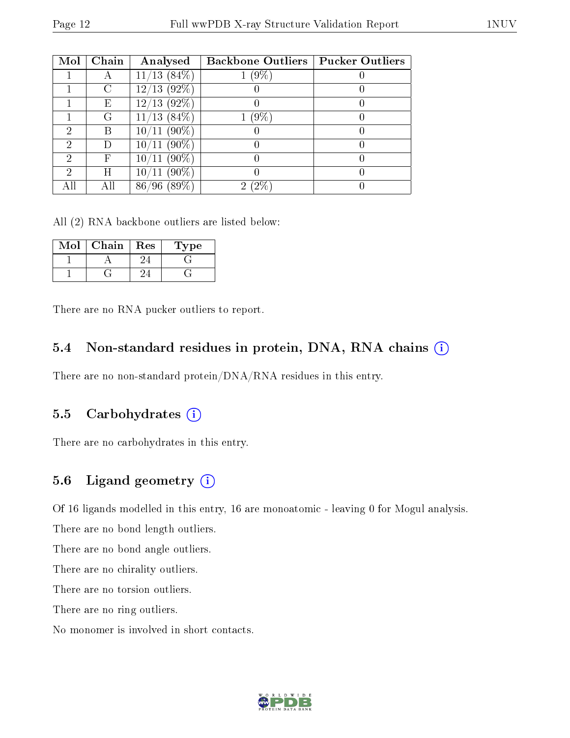| Mol | Chain | Analysed | Backbone Outliers | Pucker Outliers |
|---|---|---|---|---|
| 1 | A | 11/13 (84%) | 1 (9%) | 0 |
| 1 | C | 12/13 (92%) | 0 | 0 |
| 1 | E | 12/13 (92%) | 0 | 0 |
| 1 | G | 11/13 (84%) | 1 (9%) | 0 |
| 2 | B | 10/11 (90%) | 0 | 0 |
| 2 | D | 10/11 (90%) | 0 | 0 |
| 2 | F | 10/11 (90%) | 0 | 0 |
| 2 | H | 10/11 (90%) | 0 | 0 |
| All | All | 86/96 (89%) | 2 (2%) | 0 |

All (2) RNA backbone outliers are listed below:

| Mol | Chain | Res | Type |
|---|---|---|---|
| 1 | A | 24 | G |
| 1 | G | 24 | G |

There are no RNA pucker outliers to report.

### 5.4 Non-standard residues in protein, DNA, RNA chains

There are no non-standard protein/DNA/RNA residues in this entry.

### 5.5 Carbohydrates

There are no carbohydrates in this entry.

### 5.6 Ligand geometry

Of 16 ligands modelled in this entry, 16 are monoatomic - leaving 0 for Mogul analysis.

There are no bond length outliers.

There are no bond angle outliers.

There are no chirality outliers.

There are no torsion outliers.

There are no ring outliers.

No monomer is involved in short contacts.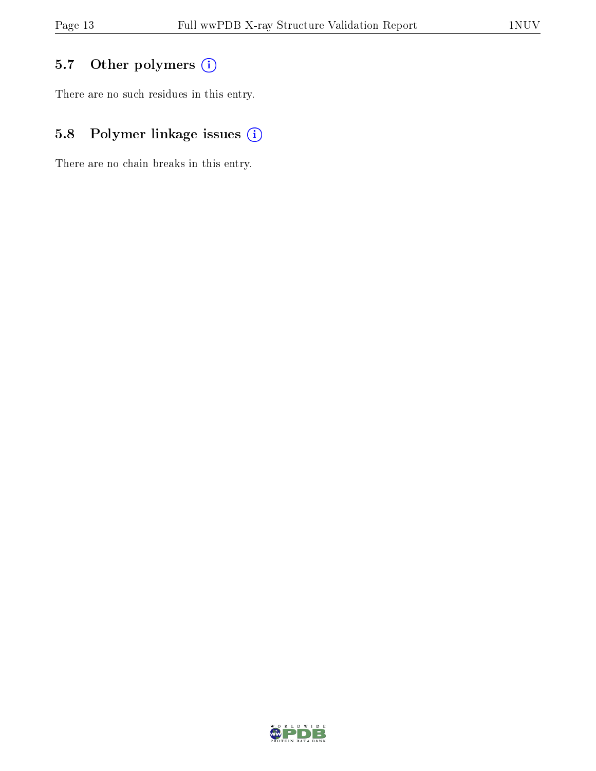### 5.7 Other polymers

There are no such residues in this entry.

### 5.8 Polymer linkage issues

There are no chain breaks in this entry.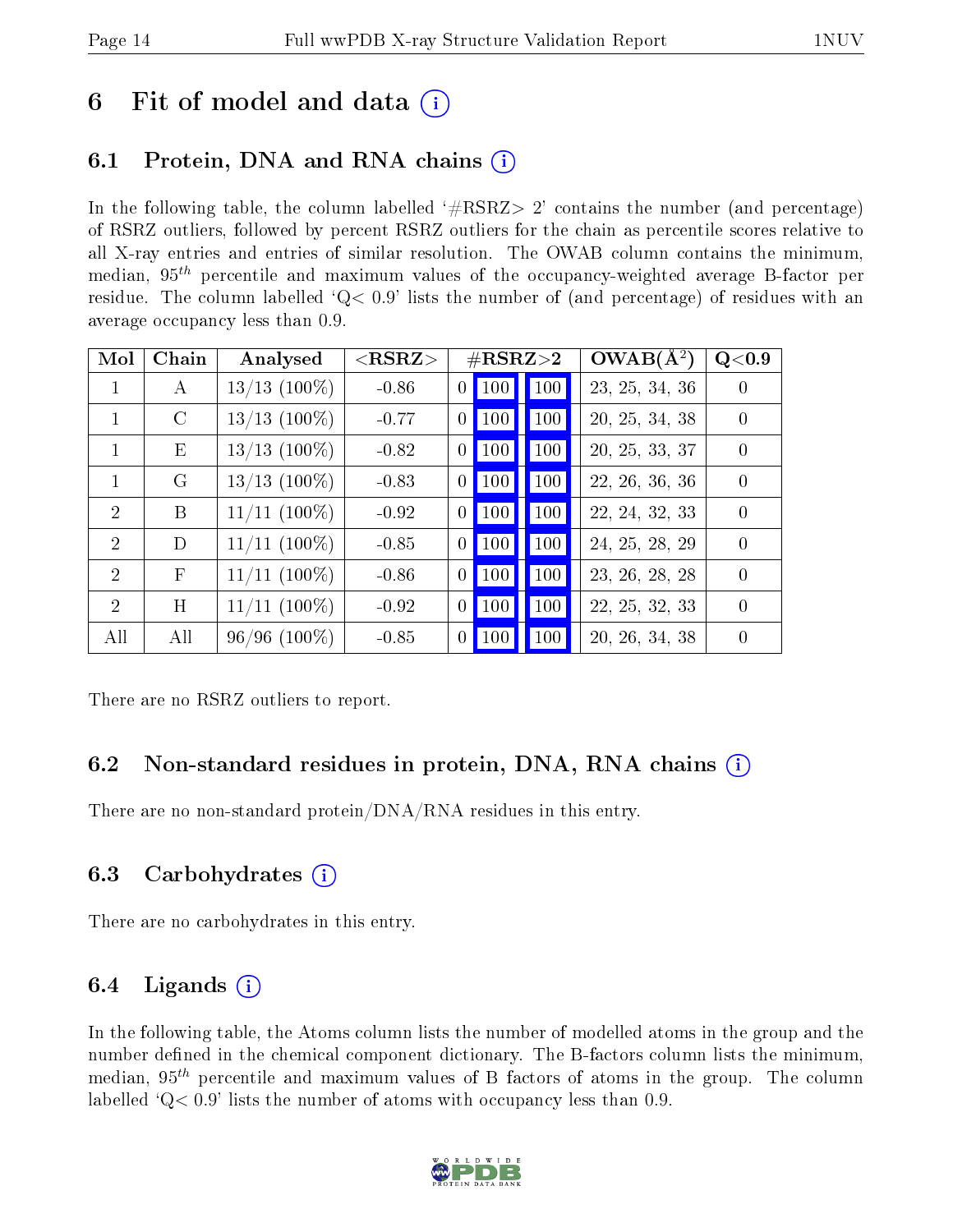# 6 Fit of model and data

## 6.1 Protein, DNA and RNA chains

In the following table, the column labelled '#RSRZ> 2' contains the number (and percentage) of RSRZ outliers, followed by percent RSRZ outliers for the chain as percentile scores relative to all X-ray entries and entries of similar resolution. The OWAB column contains the minimum, median, $95^{th}$ percentile and maximum values of the occupancy-weighted average B-factor per residue. The column labelled 'Q< 0.9' lists the number of (and percentage) of residues with an average occupancy less than 0.9.

| Mol | Chain | Analysed | <RSRZ> | #RSRZ>2 | | | OWAB(Å²) | Q<0.9 |
|---|---|---|---|---|---|---|---|---|
| 1 | A | 13/13 (100%) | -0.86 | 0 | 100 | 100 | 23, 25, 34, 36 | 0 |
| 1 | C | 13/13 (100%) | -0.77 | 0 | 100 | 100 | 20, 25, 34, 38 | 0 |
| 1 | E | 13/13 (100%) | -0.82 | 0 | 100 | 100 | 20, 25, 33, 37 | 0 |
| 1 | G | 13/13 (100%) | -0.83 | 0 | 100 | 100 | 22, 26, 36, 36 | 0 |
| 2 | B | 11/11 (100%) | -0.92 | 0 | 100 | 100 | 22, 24, 32, 33 | 0 |
| 2 | D | 11/11 (100%) | -0.85 | 0 | 100 | 100 | 24, 25, 28, 29 | 0 |
| 2 | F | 11/11 (100%) | -0.86 | 0 | 100 | 100 | 23, 26, 28, 28 | 0 |
| 2 | H | 11/11 (100%) | -0.92 | 0 | 100 | 100 | 22, 25, 32, 33 | 0 |
| All | All | 96/96 (100%) | -0.85 | 0 | 100 | 100 | 20, 26, 34, 38 | 0 |

There are no RSRZ outliers to report.

## 6.2 Non-standard residues in protein, DNA, RNA chains

There are no non-standard protein/DNA/RNA residues in this entry.

## 6.3 Carbohydrates

There are no carbohydrates in this entry.

## 6.4 Ligands

In the following table, the Atoms column lists the number of modelled atoms in the group and the number defined in the chemical component dictionary. The B-factors column lists the minimum, median, $95^{th}$ percentile and maximum values of B factors of atoms in the group. The column labelled 'Q< 0.9' lists the number of atoms with occupancy less than 0.9.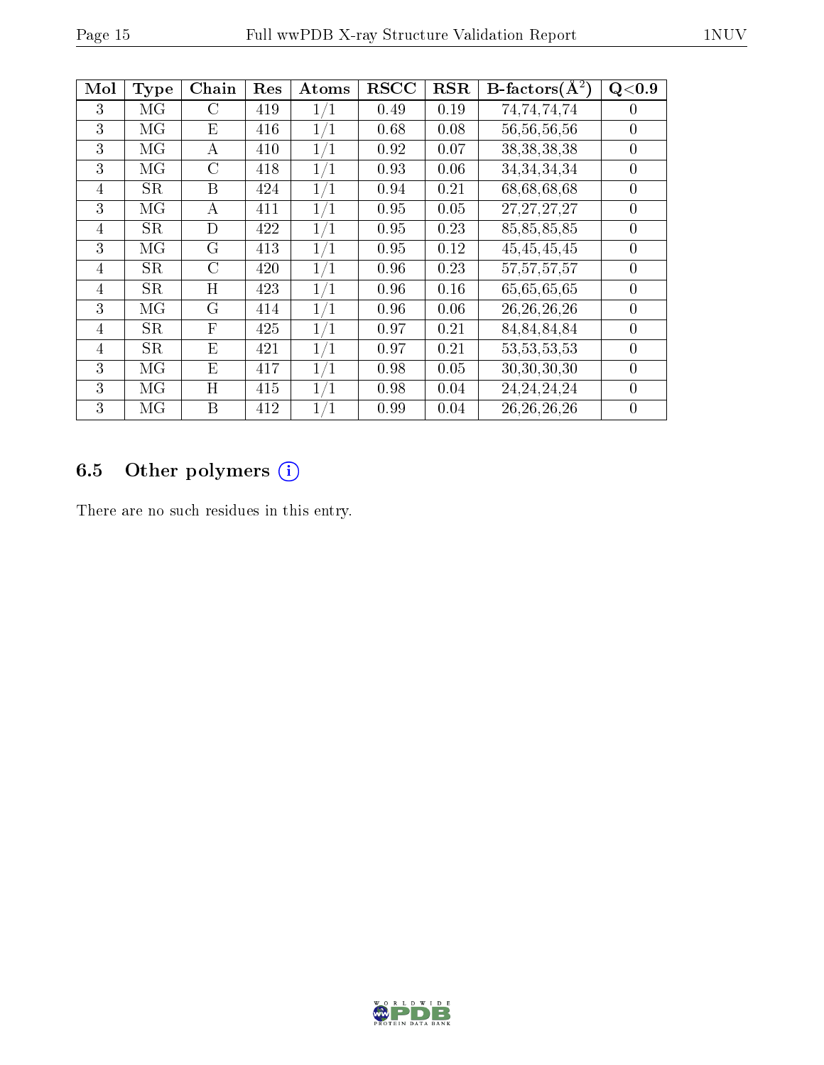| Mol | Type | Chain | Res | Atoms | RSCC | RSR | B-factors($Å^2$) | Q<0.9 |
|---|---|---|---|---|---|---|---|---|
| 3 | MG | C | 419 | 1/1 | 0.49 | 0.19 | 74,74,74,74 | 0 |
| 3 | MG | E | 416 | 1/1 | 0.68 | 0.08 | 56,56,56,56 | 0 |
| 3 | MG | A | 410 | 1/1 | 0.92 | 0.07 | 38,38,38,38 | 0 |
| 3 | MG | C | 418 | 1/1 | 0.93 | 0.06 | 34,34,34,34 | 0 |
| 4 | SR | B | 424 | 1/1 | 0.94 | 0.21 | 68,68,68,68 | 0 |
| 3 | MG | A | 411 | 1/1 | 0.95 | 0.05 | 27,27,27,27 | 0 |
| 4 | SR | D | 422 | 1/1 | 0.95 | 0.23 | 85,85,85,85 | 0 |
| 3 | MG | G | 413 | 1/1 | 0.95 | 0.12 | 45,45,45,45 | 0 |
| 4 | SR | C | 420 | 1/1 | 0.96 | 0.23 | 57,57,57,57 | 0 |
| 4 | SR | H | 423 | 1/1 | 0.96 | 0.16 | 65,65,65,65 | 0 |
| 3 | MG | G | 414 | 1/1 | 0.96 | 0.06 | 26,26,26,26 | 0 |
| 4 | SR | F | 425 | 1/1 | 0.97 | 0.21 | 84,84,84,84 | 0 |
| 4 | SR | E | 421 | 1/1 | 0.97 | 0.21 | 53,53,53,53 | 0 |
| 3 | MG | E | 417 | 1/1 | 0.98 | 0.05 | 30,30,30,30 | 0 |
| 3 | MG | H | 415 | 1/1 | 0.98 | 0.04 | 24,24,24,24 | 0 |
| 3 | MG | B | 412 | 1/1 | 0.99 | 0.04 | 26,26,26,26 | 0 |

## 6.5 Other polymers (i)

There are no such residues in this entry.